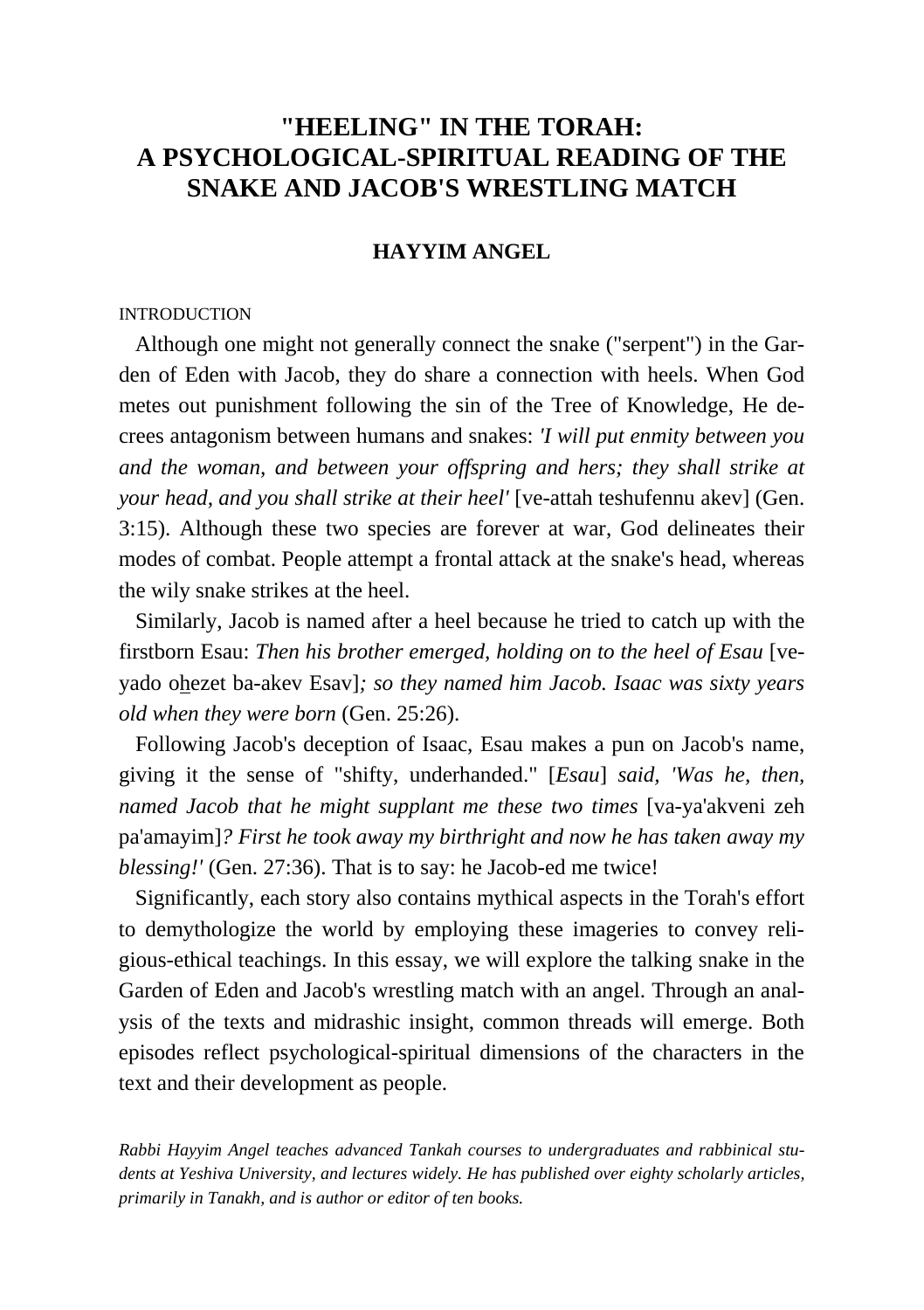# "HEELING" IN THE TORAH: A PSYCHOLOGICAL-SPIRITUAL READING OF THE SNAKE AND JACOB'S WRESTLING MATCH

### HAYYIM ANGEL

INTRODUCTION

Although one might not generally connect the snake ("serpent") in the Garden of Eden with Jacob, they do share a connection with heels. When God metes out punishment following the sin of the Tree of Knowledge, He decrees antagonism between humans and snakes: *'I will put enmity between you and the woman, and between your offspring and hers; they shall strike at your head, and you shall strike at their heel'* [ve-attah teshufennu akev] (Gen. 3:15). Although these two species are forever at war, God delineates their modes of combat. People attempt a frontal attack at the snake's head, whereas the wily snake strikes at the heel.

Similarly, Jacob is named after a heel because he tried to catch up with the firstborn Esau: *Then his brother emerged, holding on to the heel of Esau* [ve-yado ohezet ba-akev Esav]*; so they named him Jacob. Isaac was sixty years old when they were born* (Gen. 25:26).

Following Jacob's deception of Isaac, Esau makes a pun on Jacob's name, giving it the sense of "shifty, underhanded." [*Esau*] *said, 'Was he, then, named Jacob that he might supplant me these two times* [va-ya'akveni zeh pa'amayim]*? First he took away my birthright and now he has taken away my blessing!'* (Gen. 27:36). That is to say: he Jacob-ed me twice!

Significantly, each story also contains mythical aspects in the Torah's effort to demythologize the world by employing these imageries to convey religious-ethical teachings. In this essay, we will explore the talking snake in the Garden of Eden and Jacob's wrestling match with an angel. Through an analysis of the texts and midrashic insight, common threads will emerge. Both episodes reflect psychological-spiritual dimensions of the characters in the text and their development as people.

*Rabbi Hayyim Angel teaches advanced Tankah courses to undergraduates and rabbinical students at Yeshiva University, and lectures widely. He has published over eighty scholarly articles, primarily in Tanakh, and is author or editor of ten books.*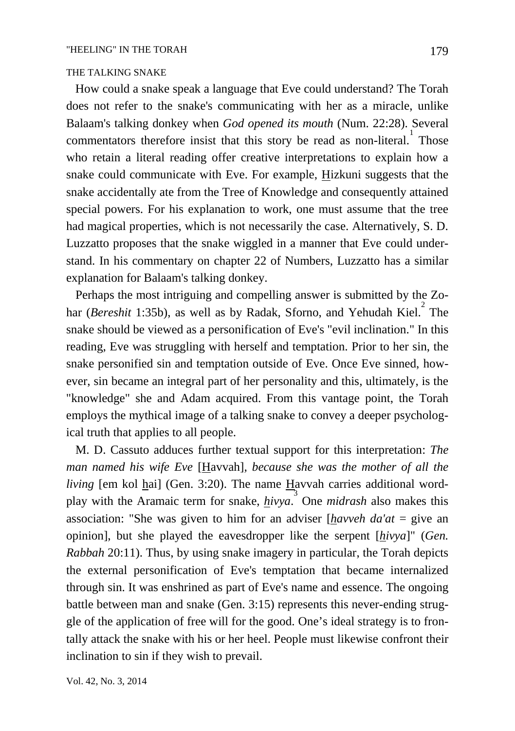## THE TALKING SNAKE

How could a snake speak a language that Eve could understand? The Torah does not refer to the snake's communicating with her as a miracle, unlike Balaam's talking donkey when *God opened its mouth* (Num. 22:28). Several commentators therefore insist that this story be read as non-literal.[1] Those who retain a literal reading offer creative interpretations to explain how a snake could communicate with Eve. For example, Hizkuni suggests that the snake accidentally ate from the Tree of Knowledge and consequently attained special powers. For his explanation to work, one must assume that the tree had magical properties, which is not necessarily the case. Alternatively, S. D. Luzzatto proposes that the snake wiggled in a manner that Eve could understand. In his commentary on chapter 22 of Numbers, Luzzatto has a similar explanation for Balaam's talking donkey.

Perhaps the most intriguing and compelling answer is submitted by the Zohar (*Bereshit* 1:35b), as well as by Radak, Sforno, and Yehudah Kiel.[2] The snake should be viewed as a personification of Eve's "evil inclination." In this reading, Eve was struggling with herself and temptation. Prior to her sin, the snake personified sin and temptation outside of Eve. Once Eve sinned, however, sin became an integral part of her personality and this, ultimately, is the "knowledge" she and Adam acquired. From this vantage point, the Torah employs the mythical image of a talking snake to convey a deeper psychological truth that applies to all people.

M. D. Cassuto adduces further textual support for this interpretation: *The man named his wife Eve* [Havvah], *because she was the mother of all the living* [em kol hai] (Gen. 3:20). The name Havvah carries additional wordplay with the Aramaic term for snake, *hivya*.[3] One *midrash* also makes this association: "She was given to him for an adviser [*havveh da'at* = give an opinion], but she played the eavesdropper like the serpent [*hivya*]" (*Gen. Rabbah* 20:11). Thus, by using snake imagery in particular, the Torah depicts the external personification of Eve's temptation that became internalized through sin. It was enshrined as part of Eve's name and essence. The ongoing battle between man and snake (Gen. 3:15) represents this never-ending struggle of the application of free will for the good. One's ideal strategy is to frontally attack the snake with his or her heel. People must likewise confront their inclination to sin if they wish to prevail.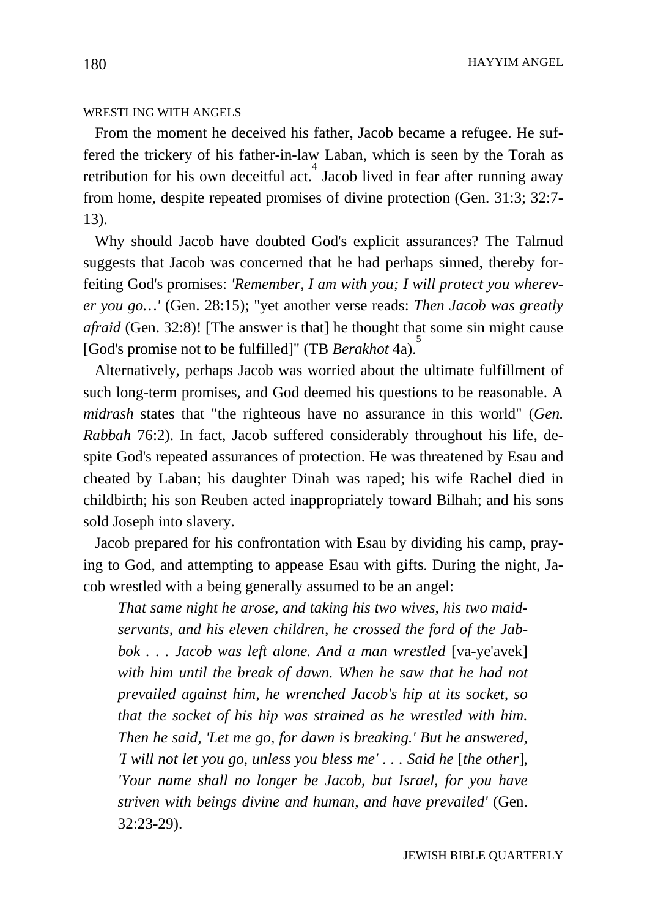## WRESTLING WITH ANGELS

From the moment he deceived his father, Jacob became a refugee. He suffered the trickery of his father-in-law Laban, which is seen by the Torah as retribution for his own deceitful act.[4] Jacob lived in fear after running away from home, despite repeated promises of divine protection (Gen. 31:3; 32:7-13).

Why should Jacob have doubted God's explicit assurances? The Talmud suggests that Jacob was concerned that he had perhaps sinned, thereby forfeiting God's promises: *'Remember, I am with you; I will protect you wherever you go…'* (Gen. 28:15); "yet another verse reads: *Then Jacob was greatly afraid* (Gen. 32:8)! [The answer is that] he thought that some sin might cause [God's promise not to be fulfilled]" (TB *Berakhot* 4a).[5]

Alternatively, perhaps Jacob was worried about the ultimate fulfillment of such long-term promises, and God deemed his questions to be reasonable. A *midrash* states that "the righteous have no assurance in this world" (*Gen. Rabbah* 76:2). In fact, Jacob suffered considerably throughout his life, despite God's repeated assurances of protection. He was threatened by Esau and cheated by Laban; his daughter Dinah was raped; his wife Rachel died in childbirth; his son Reuben acted inappropriately toward Bilhah; and his sons sold Joseph into slavery.

Jacob prepared for his confrontation with Esau by dividing his camp, praying to God, and attempting to appease Esau with gifts. During the night, Jacob wrestled with a being generally assumed to be an angel:

> *That same night he arose, and taking his two wives, his two maidservants, and his eleven children, he crossed the ford of the Jabbok . . . Jacob was left alone. And a man wrestled* [va-ye'avek] *with him until the break of dawn. When he saw that he had not prevailed against him, he wrenched Jacob's hip at its socket, so that the socket of his hip was strained as he wrestled with him. Then he said, 'Let me go, for dawn is breaking.' But he answered, 'I will not let you go, unless you bless me' . . . Said he* [*the other*], *'Your name shall no longer be Jacob, but Israel, for you have striven with beings divine and human, and have prevailed'* (Gen. 32:23-29).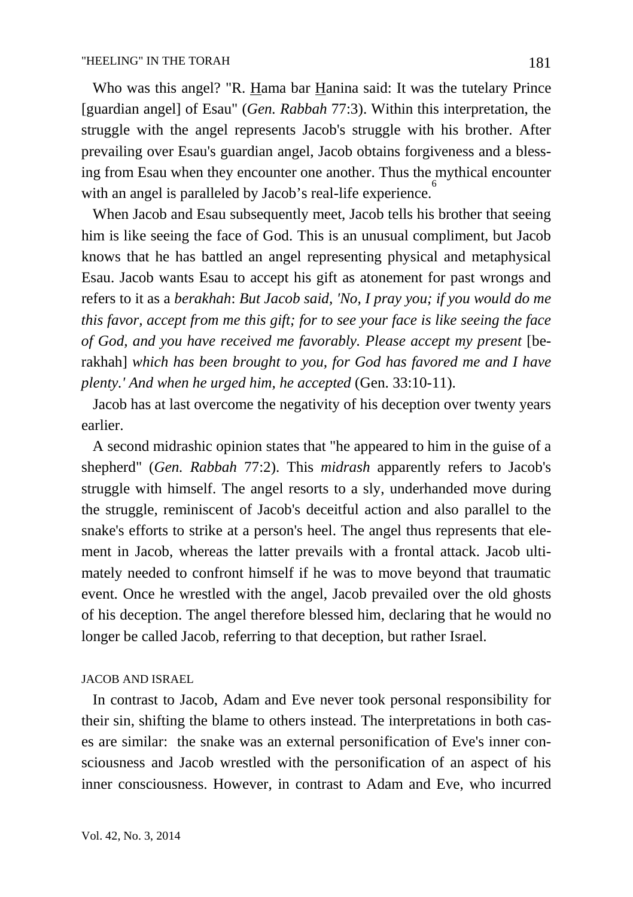Who was this angel? "R. Hama bar Hanina said: It was the tutelary Prince [guardian angel] of Esau" (*Gen. Rabbah* 77:3). Within this interpretation, the struggle with the angel represents Jacob's struggle with his brother. After prevailing over Esau's guardian angel, Jacob obtains forgiveness and a blessing from Esau when they encounter one another. Thus the mythical encounter with an angel is paralleled by Jacob's real-life experience.[6]

When Jacob and Esau subsequently meet, Jacob tells his brother that seeing him is like seeing the face of God. This is an unusual compliment, but Jacob knows that he has battled an angel representing physical and metaphysical Esau. Jacob wants Esau to accept his gift as atonement for past wrongs and refers to it as a *berakhah*: *But Jacob said, 'No, I pray you; if you would do me this favor, accept from me this gift; for to see your face is like seeing the face of God, and you have received me favorably. Please accept my present* [berakhah] *which has been brought to you, for God has favored me and I have plenty.' And when he urged him, he accepted* (Gen. 33:10-11).

Jacob has at last overcome the negativity of his deception over twenty years earlier.

A second midrashic opinion states that "he appeared to him in the guise of a shepherd" (*Gen. Rabbah* 77:2). This *midrash* apparently refers to Jacob's struggle with himself. The angel resorts to a sly, underhanded move during the struggle, reminiscent of Jacob's deceitful action and also parallel to the snake's efforts to strike at a person's heel. The angel thus represents that element in Jacob, whereas the latter prevails with a frontal attack. Jacob ultimately needed to confront himself if he was to move beyond that traumatic event. Once he wrestled with the angel, Jacob prevailed over the old ghosts of his deception. The angel therefore blessed him, declaring that he would no longer be called Jacob, referring to that deception, but rather Israel.

## JACOB AND ISRAEL

In contrast to Jacob, Adam and Eve never took personal responsibility for their sin, shifting the blame to others instead. The interpretations in both cases are similar: the snake was an external personification of Eve's inner consciousness and Jacob wrestled with the personification of an aspect of his inner consciousness. However, in contrast to Adam and Eve, who incurred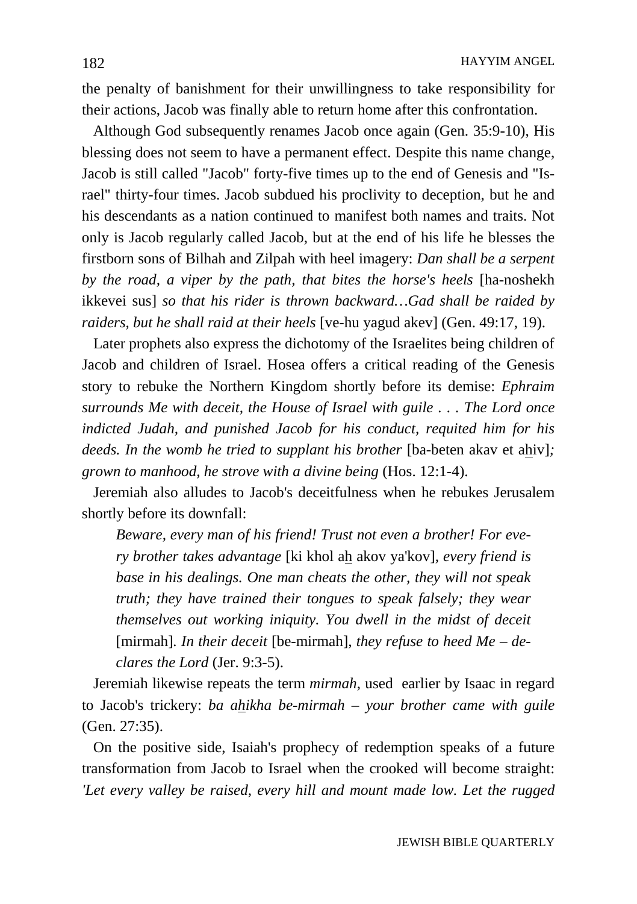the penalty of banishment for their unwillingness to take responsibility for their actions, Jacob was finally able to return home after this confrontation.

Although God subsequently renames Jacob once again (Gen. 35:9-10), His blessing does not seem to have a permanent effect. Despite this name change, Jacob is still called "Jacob" forty-five times up to the end of Genesis and "Israel" thirty-four times. Jacob subdued his proclivity to deception, but he and his descendants as a nation continued to manifest both names and traits. Not only is Jacob regularly called Jacob, but at the end of his life he blesses the firstborn sons of Bilhah and Zilpah with heel imagery: *Dan shall be a serpent by the road, a viper by the path, that bites the horse's heels* [ha-noshekh ikkevei sus] *so that his rider is thrown backward…Gad shall be raided by raiders, but he shall raid at their heels* [ve-hu yagud akev] (Gen. 49:17, 19).

Later prophets also express the dichotomy of the Israelites being children of Jacob and children of Israel. Hosea offers a critical reading of the Genesis story to rebuke the Northern Kingdom shortly before its demise: *Ephraim surrounds Me with deceit, the House of Israel with guile . . . The Lord once indicted Judah, and punished Jacob for his conduct, requited him for his deeds. In the womb he tried to supplant his brother* [ba-beten akav et a<u>h</u>iv]*; grown to manhood, he strove with a divine being* (Hos. 12:1-4).

Jeremiah also alludes to Jacob's deceitfulness when he rebukes Jerusalem shortly before its downfall:

> *Beware, every man of his friend! Trust not even a brother! For every brother takes advantage* [ki khol a<u>h</u> akov ya'kov]*, every friend is base in his dealings. One man cheats the other, they will not speak truth; they have trained their tongues to speak falsely; they wear themselves out working iniquity. You dwell in the midst of deceit* [mirmah]*. In their deceit* [be-mirmah]*, they refuse to heed Me – declares the Lord* (Jer. 9:3-5).

Jeremiah likewise repeats the term *mirmah*, used earlier by Isaac in regard to Jacob's trickery: *ba a<u>h</u>ikha be-mirmah – your brother came with guile* (Gen. 27:35).

On the positive side, Isaiah's prophecy of redemption speaks of a future transformation from Jacob to Israel when the crooked will become straight: *'Let every valley be raised, every hill and mount made low. Let the rugged*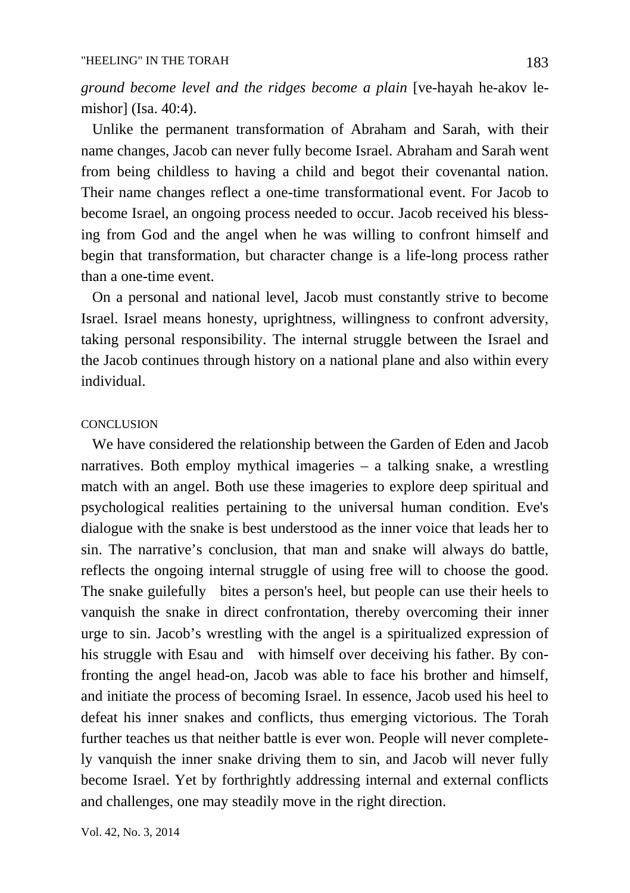*ground become level and the ridges become a plain* [ve-hayah he-akov le-mishor] (Isa. 40:4).

Unlike the permanent transformation of Abraham and Sarah, with their name changes, Jacob can never fully become Israel. Abraham and Sarah went from being childless to having a child and begot their covenantal nation. Their name changes reflect a one-time transformational event. For Jacob to become Israel, an ongoing process needed to occur. Jacob received his blessing from God and the angel when he was willing to confront himself and begin that transformation, but character change is a life-long process rather than a one-time event.

On a personal and national level, Jacob must constantly strive to become Israel. Israel means honesty, uprightness, willingness to confront adversity, taking personal responsibility. The internal struggle between the Israel and the Jacob continues through history on a national plane and also within every individual.

## CONCLUSION

We have considered the relationship between the Garden of Eden and Jacob narratives. Both employ mythical imageries – a talking snake, a wrestling match with an angel. Both use these imageries to explore deep spiritual and psychological realities pertaining to the universal human condition. Eve's dialogue with the snake is best understood as the inner voice that leads her to sin. The narrative's conclusion, that man and snake will always do battle, reflects the ongoing internal struggle of using free will to choose the good. The snake guilefully bites a person's heel, but people can use their heels to vanquish the snake in direct confrontation, thereby overcoming their inner urge to sin. Jacob's wrestling with the angel is a spiritualized expression of his struggle with Esau and with himself over deceiving his father. By confronting the angel head-on, Jacob was able to face his brother and himself, and initiate the process of becoming Israel. In essence, Jacob used his heel to defeat his inner snakes and conflicts, thus emerging victorious. The Torah further teaches us that neither battle is ever won. People will never completely vanquish the inner snake driving them to sin, and Jacob will never fully become Israel. Yet by forthrightly addressing internal and external conflicts and challenges, one may steadily move in the right direction.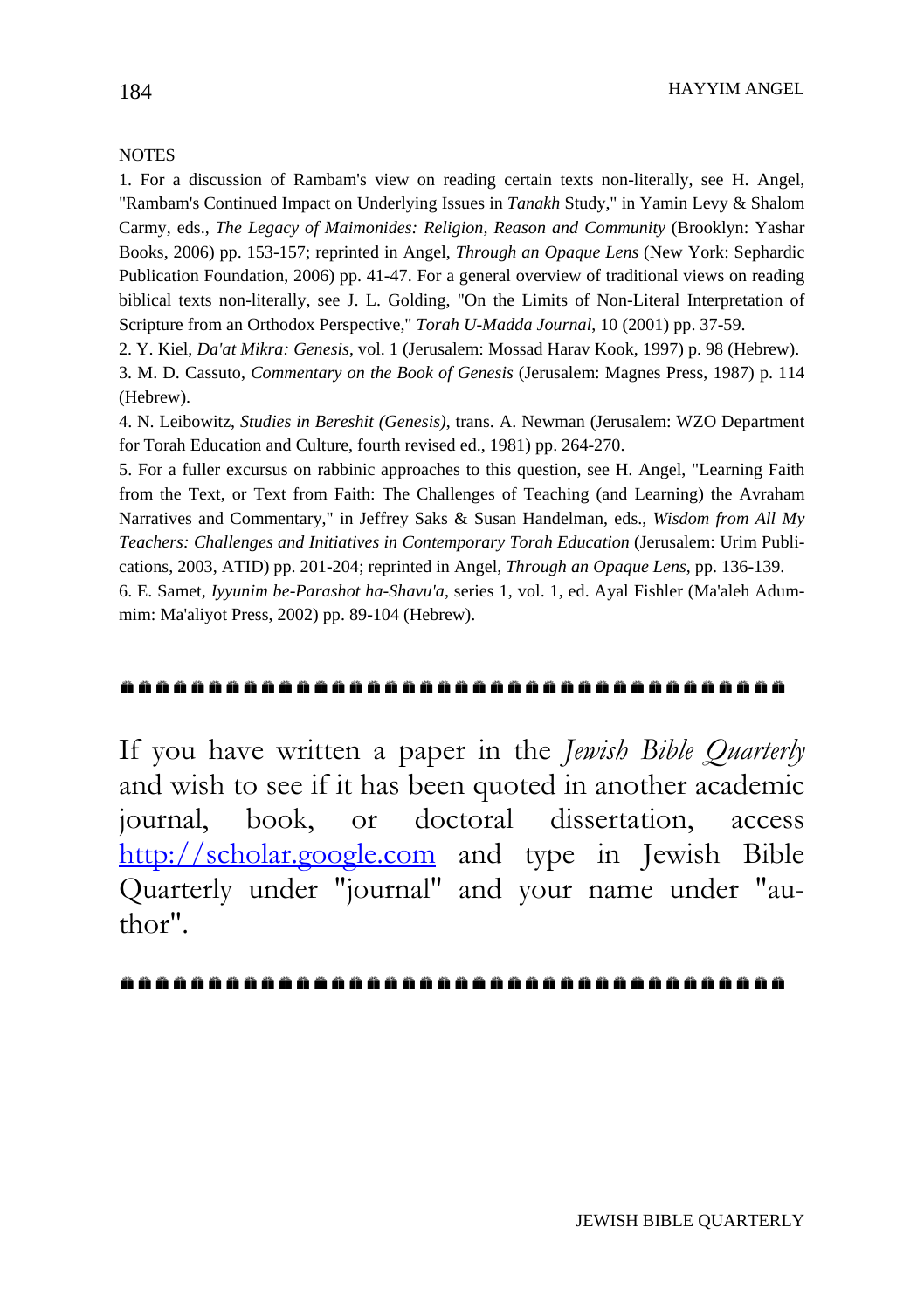NOTES

1. For a discussion of Rambam's view on reading certain texts non-literally, see H. Angel, "Rambam's Continued Impact on Underlying Issues in *Tanakh* Study," in Yamin Levy & Shalom Carmy, eds., *The Legacy of Maimonides: Religion, Reason and Community* (Brooklyn: Yashar Books, 2006) pp. 153-157; reprinted in Angel, *Through an Opaque Lens* (New York: Sephardic Publication Foundation, 2006) pp. 41-47. For a general overview of traditional views on reading biblical texts non-literally, see J. L. Golding, "On the Limits of Non-Literal Interpretation of Scripture from an Orthodox Perspective," *Torah U-Madda Journal*, 10 (2001) pp. 37-59.

2. Y. Kiel, *Da'at Mikra: Genesis*, vol. 1 (Jerusalem: Mossad Harav Kook, 1997) p. 98 (Hebrew).

3. M. D. Cassuto, *Commentary on the Book of Genesis* (Jerusalem: Magnes Press, 1987) p. 114 (Hebrew).

4. N. Leibowitz, *Studies in Bereshit (Genesis)*, trans. A. Newman (Jerusalem: WZO Department for Torah Education and Culture, fourth revised ed., 1981) pp. 264-270.

5. For a fuller excursus on rabbinic approaches to this question, see H. Angel, "Learning Faith from the Text, or Text from Faith: The Challenges of Teaching (and Learning) the Avraham Narratives and Commentary," in Jeffrey Saks & Susan Handelman, eds., *Wisdom from All My Teachers: Challenges and Initiatives in Contemporary Torah Education* (Jerusalem: Urim Publications, 2003, ATID) pp. 201-204; reprinted in Angel, *Through an Opaque Lens*, pp. 136-139.

6. E. Samet, *Iyyunim be-Parashot ha-Shavu'a*, series 1, vol. 1, ed. Ayal Fishler (Ma'aleh Adummim: Ma'aliyot Press, 2002) pp. 89-104 (Hebrew).

---

If you have written a paper in the *Jewish Bible Quarterly* and wish to see if it has been quoted in another academic journal, book, or doctoral dissertation, access http://scholar.google.com and type in Jewish Bible Quarterly under "journal" and your name under "author".

---